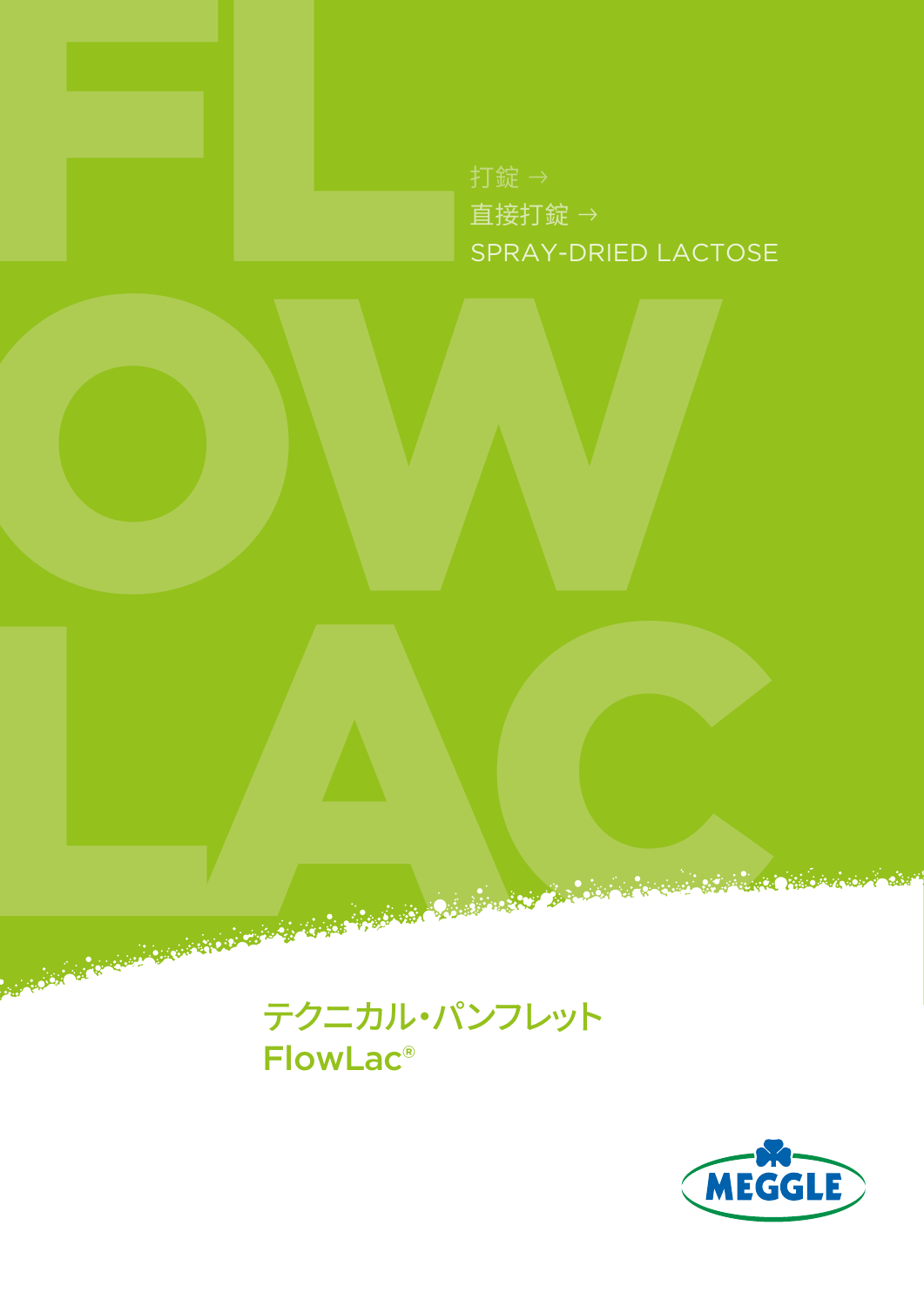打錠 →
直接打錠 →
SPRAY-DRIED LACTOSE

# テクニカル・パンフレット
# FlowLac®

MEGGLE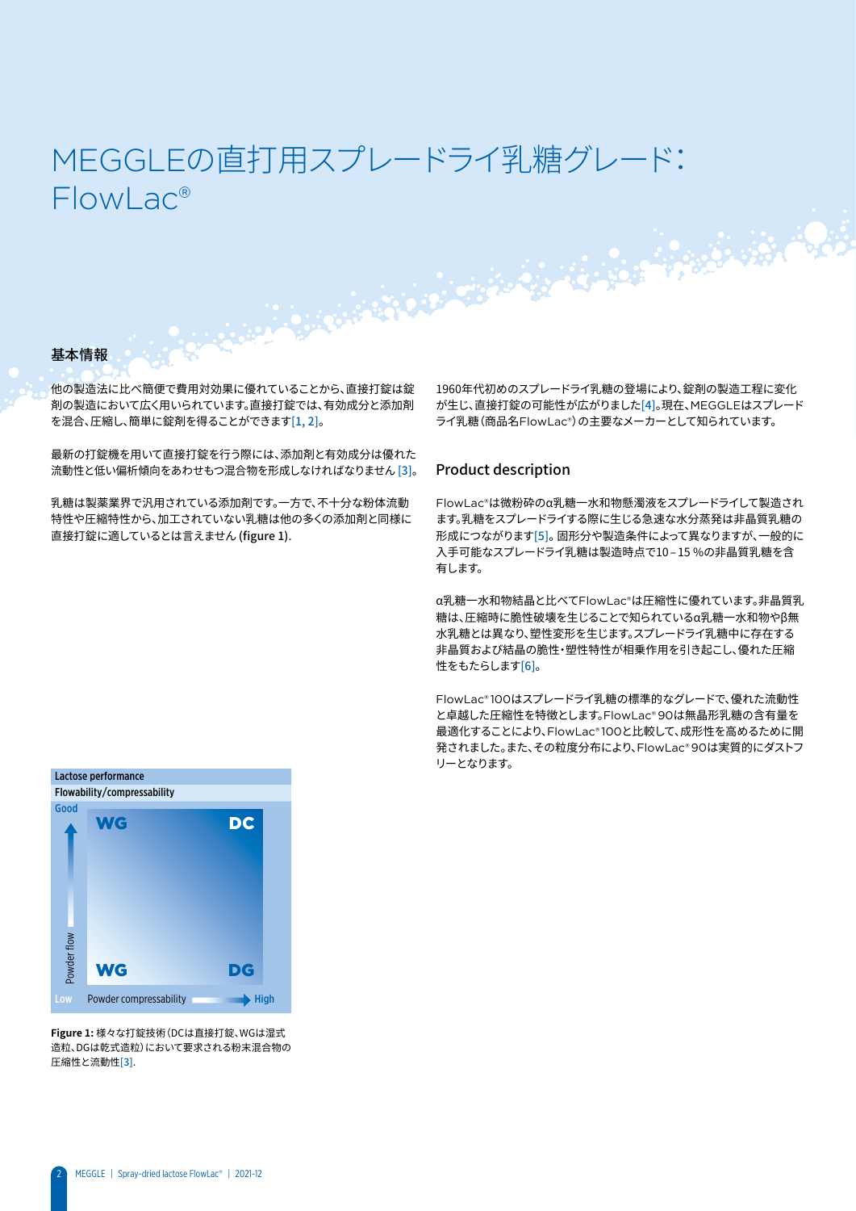# MEGGLEの直打用スプレードライ乳糖グレード：FlowLac®

## 基本情報

他の製造法に比べ簡便で費用対効果に優れていることから、直接打錠は錠剤の製造において広く用いられています。直接打錠では、有効成分と添加剤を混合、圧縮し、簡単に錠剤を得ることができます[1, 2]。

最新の打錠機を用いて直接打錠を行う際には、添加剤と有効成分は優れた流動性と低い偏析傾向をあわせもつ混合物を形成しなければなりません [3]。

乳糖は製薬業界で汎用されている添加剤です。一方で、不十分な粉体流動特性や圧縮特性から、加工されていない乳糖は他の多くの添加剤と同様に直接打錠に適しているとは言えません (figure 1).

| Lactose performance | | |
|---|---|---|
| Flowability/compressability | | |
| Powder flow: Good | WG | DC |
| Powder flow: Low | WG | DG |
| | Powder compressability: Low | Powder compressability: High |

**Figure 1:** 様々な打錠技術（DCは直接打錠、WGは湿式造粒、DGは乾式造粒）において要求される粉末混合物の圧縮性と流動性[3].

1960年代初めのスプレードライ乳糖の登場により、錠剤の製造工程に変化が生じ、直接打錠の可能性が広がりました[4]。現在、MEGGLEはスプレードライ乳糖（商品名FlowLac®）の主要なメーカーとして知られています。

## Product description

FlowLac®は微粉砕のα乳糖一水和物懸濁液をスプレードライして製造されます。乳糖をスプレードライする際に生じる急速な水分蒸発は非晶質乳糖の形成につながります[5]。固形分や製造条件によって異なりますが、一般的に入手可能なスプレードライ乳糖は製造時点で10 – 15 %の非晶質乳糖を含有します。

α乳糖一水和物結晶と比べてFlowLac®は圧縮性に優れています。非晶質乳糖は、圧縮時に脆性破壊を生じることで知られているα乳糖一水和物やβ無水乳糖とは異なり、塑性変形を生じます。スプレードライ乳糖中に存在する非晶質および結晶の脆性・塑性特性が相乗作用を引き起こし、優れた圧縮性をもたらします[6]。

FlowLac® 100はスプレードライ乳糖の標準的なグレードで、優れた流動性と卓越した圧縮性を特徴とします。FlowLac® 90は無晶形乳糖の含有量を最適化することにより、FlowLac® 100と比較して、成形性を高めるために開発されました。また、その粒度分布により、FlowLac® 90は実質的にダストフリーとなります。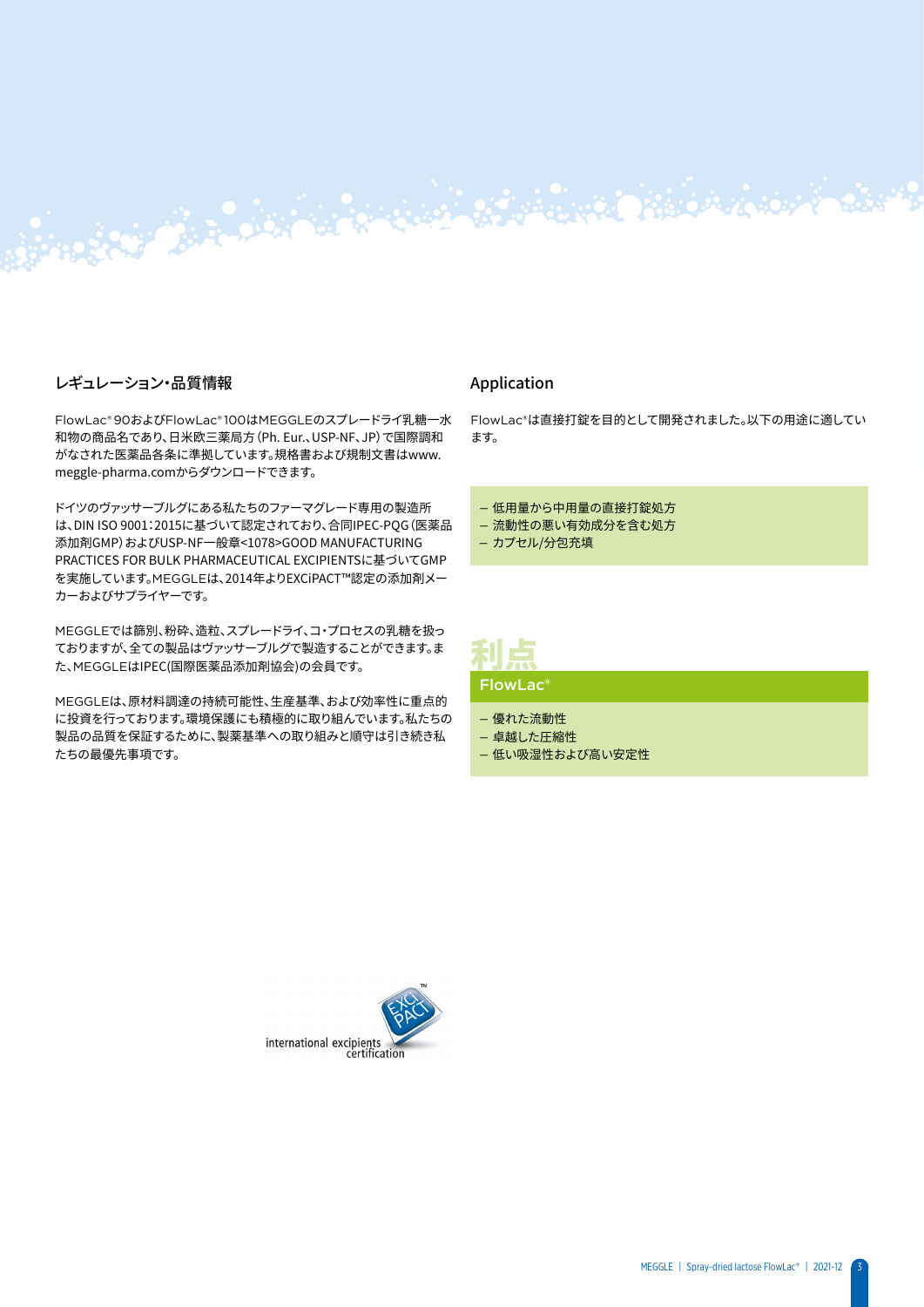## レギュレーション・品質情報

FlowLac® 90およびFlowLac® 100はMEGGLEのスプレードライ乳糖一水和物の商品名であり、日米欧三薬局方（Ph. Eur.、USP-NF、JP）で国際調和がなされた医薬品各条に準拠しています。規格書および規制文書はwww.meggle-pharma.comからダウンロードできます。

ドイツのヴァッサーブルグにある私たちのファーマグレード専用の製造所は、DIN ISO 9001：2015に基づいて認定されており、合同IPEC-PQG（医薬品添加剤GMP）およびUSP-NF一般章<1078>GOOD MANUFACTURING PRACTICES FOR BULK PHARMACEUTICAL EXCIPIENTSに基づいてGMPを実施しています。MEGGLEは、2014年よりEXCiPACT™認定の添加剤メーカーおよびサプライヤーです。

MEGGLEでは篩別、粉砕、造粒、スプレードライ、コ・プロセスの乳糖を扱っておりますが、全ての製品はヴァッサーブルグで製造することができます。また、MEGGLEはIPEC(国際医薬品添加剤協会)の会員です。

MEGGLEは、原材料調達の持続可能性、生産基準、および効率性に重点的に投資を行っております。環境保護にも積極的に取り組んでいます。私たちの製品の品質を保証するために、製薬基準への取り組みと順守は引き続き私たちの最優先事項です。

international excipients certification

## Application

FlowLac®は直接打錠を目的として開発されました。以下の用途に適しています。

- 低用量から中用量の直接打錠処方
- 流動性の悪い有効成分を含む処方
- カプセル/分包充填

## 利点

### FlowLac®

- 優れた流動性
- 卓越した圧縮性
- 低い吸湿性および高い安定性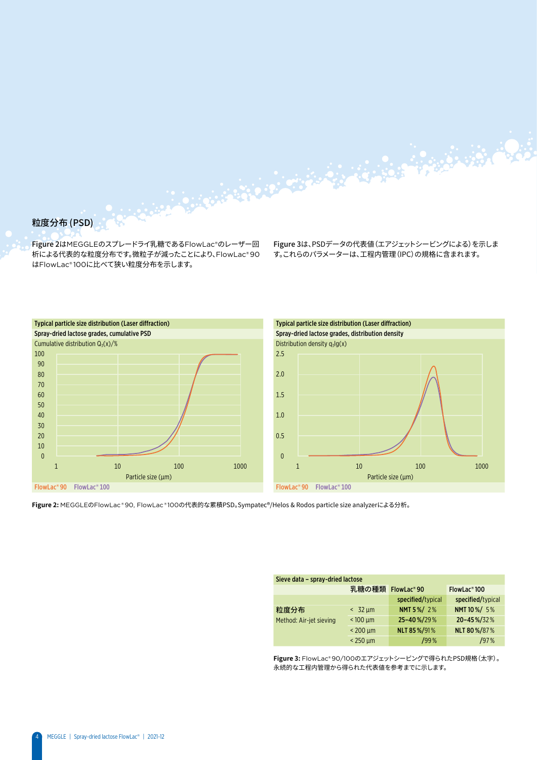## 粒度分布 (PSD)

Figure 2はMEGGLEのスプレードライ乳糖であるFlowLac®のレーザー回析による代表的な粒度分布です。微粒子が減ったことにより、FlowLac® 90はFlowLac® 100に比べて狭い粒度分布を示します。

Figure 3は、PSDデータの代表値（エアジェットシービングによる）を示します。これらのパラメーターは、工程内管理（IPC）の規格に含まれます。

**Typical particle size distribution (Laser diffraction)**
**Spray-dried lactose grades, cumulative PSD**
Cumulative distribution $Q_3(x)$/%
Particle size (µm)
FlowLac® 90 FlowLac® 100

**Typical particle size distribution (Laser diffraction)**
**Spray-dried lactose grades, distribution density**
Distribution density $q_3lg(x)$
Particle size (µm)
FlowLac® 90 FlowLac® 100

**Figure 2:** MEGGLEのFlowLac® 90, FlowLac® 100の代表的な累積PSD。Sympatec®/Helos & Rodos particle size analyzerによる分析。

| Sieve data – spray-dried lactose | | | |
|---|---|---|---|
| | 乳糖の種類 | FlowLac® 90 | FlowLac® 100 |
| | | **specified**/typical | **specified**/typical |
| 粒度分布 | < 32 µm | **NMT 5 %**/ 2 % | **NMT 10 %**/ 5 % |
| Method: Air-jet sieving | < 100 µm | **25–40 %**/29 % | **20–45 %**/32 % |
| | < 200 µm | **NLT 85 %**/91 % | **NLT 80 %**/87 % |
| | < 250 µm | /99 % | /97 % |

**Figure 3:** FlowLac® 90/100のエアジェットシービングで得られたPSD規格（太字）。永続的な工程内管理から得られた代表値を参考までに示します。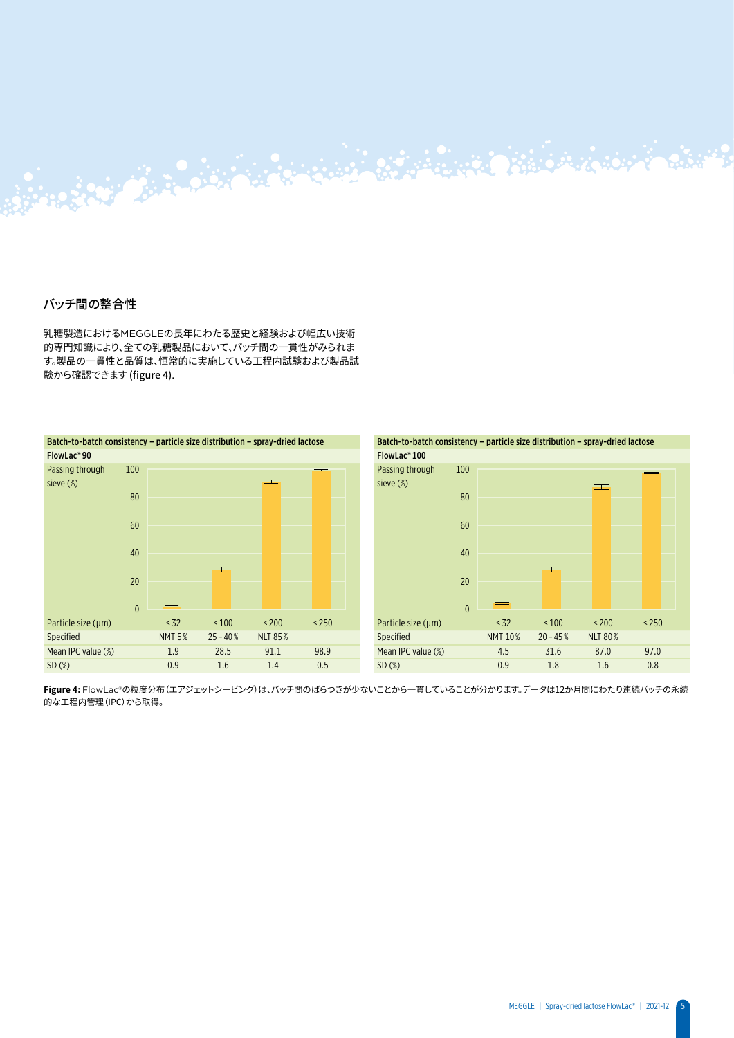## バッチ間の整合性

乳糖製造におけるMEGGLEの長年にわたる歴史と経験および幅広い技術的専門知識により、全ての乳糖製品において、バッチ間の一貫性がみられます。製品の一貫性と品質は、恒常的に実施している工程内試験および製品試験から確認できます (figure 4).

**Batch-to-batch consistency – particle size distribution – spray-dried lactose**

**FlowLac® 90**

| Particle size (µm) | < 32 | < 100 | < 200 | < 250 |
|---|---|---|---|---|
| Specified | NMT 5 % | 25 – 40 % | NLT 85 % | |
| Mean IPC value (%) | 1.9 | 28.5 | 91.1 | 98.9 |
| SD (%) | 0.9 | 1.6 | 1.4 | 0.5 |

**Batch-to-batch consistency – particle size distribution – spray-dried lactose**

**FlowLac® 100**

| Particle size (µm) | < 32 | < 100 | < 200 | < 250 |
|---|---|---|---|---|
| Specified | NMT 10 % | 20 – 45 % | NLT 80 % | |
| Mean IPC value (%) | 4.5 | 31.6 | 87.0 | 97.0 |
| SD (%) | 0.9 | 1.8 | 1.6 | 0.8 |

**Figure 4:** FlowLac®の粒度分布（エアジェットシービング）は、バッチ間のばらつきが少ないことから一貫していることが分かります。データは12か月間にわたり連続バッチの永続的な工程内管理（IPC）から取得。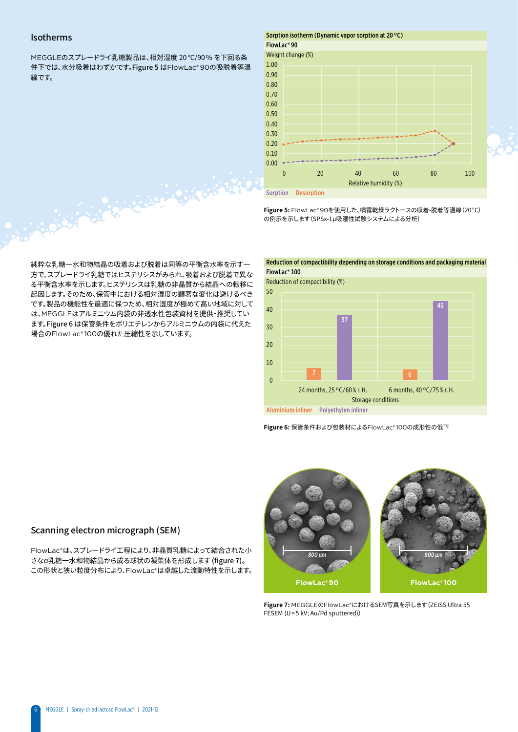## Isotherms

MEGGLEのスプレードライ乳糖製品は、相対湿度 20 °C/90 % を下回る条件下では、水分吸着はわずかです。Figure 5 はFlowLac® 90の吸脱着等温線です。

**Sorption isotherm (Dynamic vapor sorption at 20 °C)**
**FlowLac® 90**

Weight change (%)

Relative humidity (%)

Sorption　Desorption

**Figure 5:** FlowLac® 90を使用した、噴霧乾燥ラクトースの収着-脱着等温線（20 °C）の例示を示します（SPSx-1μ吸湿性試験システムによる分析）

純粋な乳糖一水和物結晶の吸着および脱着は同等の平衡含水率を示す一方で、スプレードライ乳糖ではヒステリシスがみられ、吸着および脱着で異なる平衡含水率を示します。ヒステリシスは乳糖の非晶質から結晶への転移に起因します。そのため、保管中における相対湿度の顕著な変化は避けるべきです。製品の機能性を最適に保つため、相対湿度が極めて高い地域に対しては、MEGGLEはアルミニウム内袋の非透水性包装資材を提供・推奨しています。Figure 6 は保管条件をポリエチレンからアルミニウムの内袋に代えた場合のFlowLac® 100の優れた圧縮性を示しています。

**Reduction of compactibility depending on storage conditions and packaging material**
**FlowLac® 100**

Reduction of compactibility (%)

| Storage conditions | Aluminium inliner | Polyethylen inliner |
|---|---|---|
| 24 months, 25 °C/60 % r. H. | 7 | 37 |
| 6 months, 40 °C/75 % r. H. | 6 | 45 |

**Figure 6:** 保管条件および包装材によるFlowLac® 100の成形性の低下

## Scanning electron micrograph (SEM)

FlowLac®は、スプレードライ工程により、非晶質乳糖によって結合された小さなα乳糖一水和物結晶から成る球状の凝集体を形成します (figure 7)。この形状と狭い粒度分布により、FlowLac®は卓越した流動特性を示します。

800 μm　FlowLac® 90

800 μm　FlowLac® 100

**Figure 7:** MEGGLEのFlowLac®におけるSEM写真を示します（ZEISS Ultra 55 FESEM (U = 5 kV; Au/Pd sputtered)）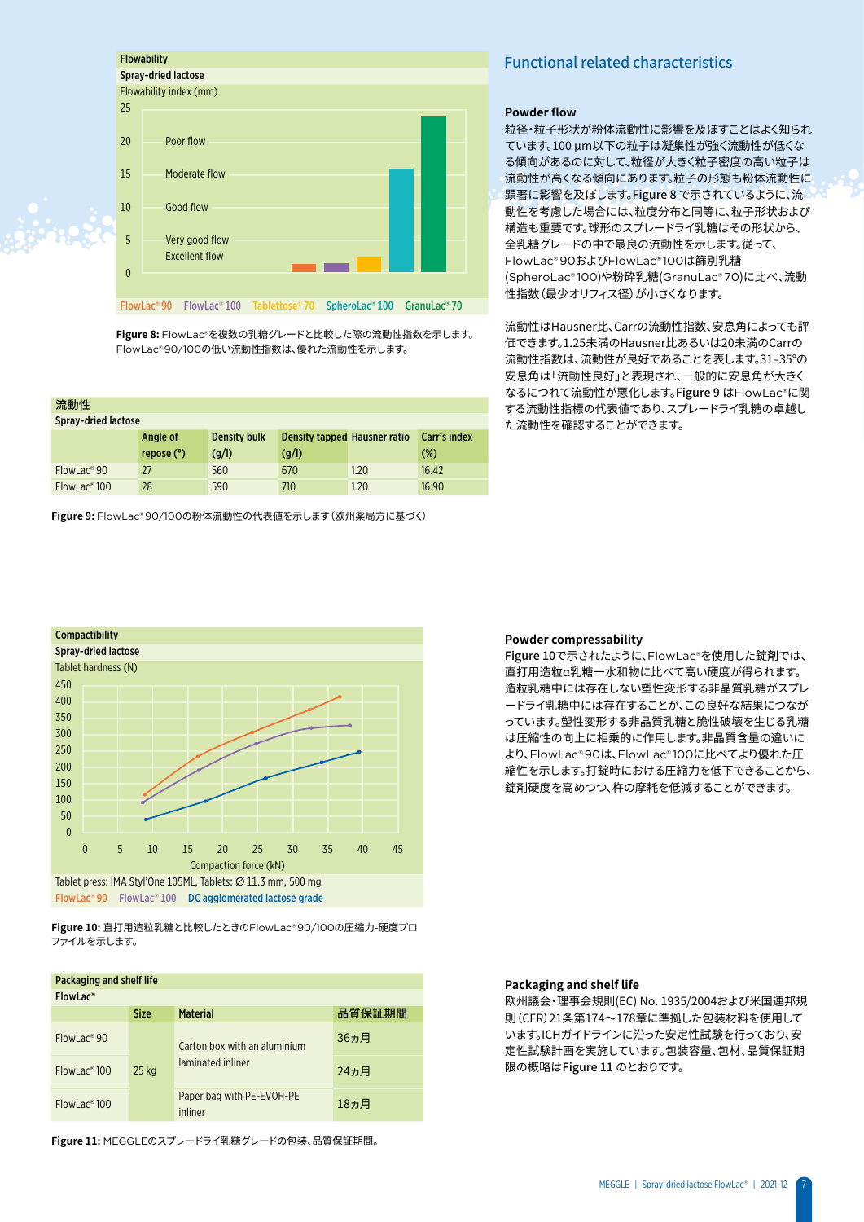## Functional related characteristics

### Powder flow

粒径・粒子形状が粉体流動性に影響を及ぼすことはよく知られています。100 µm以下の粒子は凝集性が強く流動性が低くなる傾向があるのに対して、粒径が大きく粒子密度の高い粒子は流動性が高くなる傾向にあります。粒子の形態も粉体流動性に顕著に影響を及ぼします。**Figure 8** で示されているように、流動性を考慮した場合には、粒度分布と同等に、粒子形状および構造も重要です。球形のスプレードライ乳糖はその形状から、全乳糖グレードの中で最良の流動性を示します。従って、FlowLac® 90およびFlowLac® 100は篩別乳糖(SpheroLac® 100)や粉砕乳糖(GranuLac® 70)に比べ、流動性指数(最少オリフィス径)が小さくなります。

流動性はHausner比、Carrの流動性指数、安息角によっても評価できます。1.25未満のHausner比あるいは20未満のCarrの流動性指数は、流動性が良好であることを表します。31–35°の安息角は「流動性良好」と表現され、一般的に安息角が大きくなるにつれて流動性が悪化します。**Figure 9** はFlowLac®に関する流動性指標の代表値であり、スプレードライ乳糖の卓越した流動性を確認することができます。

**Flowability**
Spray-dried lactose
Flowability index (mm)

| | FlowLac® 90 | FlowLac® 100 | Tablettose® 70 | SpheroLac® 100 | GranuLac® 70 |
|---|---|---|---|---|---|

Scale: 0 – Excellent flow; 5 – Very good flow; 10 – Good flow; 15 – Moderate flow; 20 – Poor flow; 25

**Figure 8:** FlowLac®を複数の乳糖グレードと比較した際の流動性指数を示します。FlowLac® 90/100の低い流動性指数は、優れた流動性を示します。

**流動性**
Spray-dried lactose

| | Angle of repose (°) | Density bulk (g/l) | Density tapped (g/l) | Hausner ratio | Carr's index (%) |
|---|---|---|---|---|---|
| FlowLac® 90 | 27 | 560 | 670 | 1.20 | 16.42 |
| FlowLac® 100 | 28 | 590 | 710 | 1.20 | 16.90 |

**Figure 9:** FlowLac® 90/100の粉体流動性の代表値を示します(欧州薬局方に基づく)

### Powder compressability

Figure 10で示されたように、FlowLac®を使用した錠剤では、直打用造粒α乳糖一水和物に比べて高い硬度が得られます。造粒乳糖中には存在しない塑性変形する非晶質乳糖がスプレードライ乳糖中には存在することが、この良好な結果につながっています。塑性変形する非晶質乳糖と脆性破壊を生じる乳糖は圧縮性の向上に作用します。非晶質含量の違いにより、FlowLac® 90は、FlowLac® 100に比べてより優れた圧縮性を示します。打錠時における圧縮力を低下できることから、錠剤硬度を高めつつ、杵の摩耗を低減することができます。

**Compactibility**
Spray-dried lactose
Tablet hardness (N) vs. Compaction force (kN)
Tablet press: IMA Styl'One 105ML, Tablets: Ø 11.3 mm, 500 mg
FlowLac® 90 FlowLac® 100 DC agglomerated lactose grade

**Figure 10:** 直打用造粒乳糖と比較したときのFlowLac® 90/100の圧縮力-硬度プロファイルを示します。

### Packaging and shelf life

欧州議会・理事会規則(EC) No. 1935/2004および米国連邦規則(CFR)21条第174〜178章に準拠した包装材料を使用しています。ICHガイドラインに沿った安定性試験を行っており、安定性試験計画を実施しています。包装容量、包材、品質保証期限の概略は**Figure 11** のとおりです。

**Packaging and shelf life**
FlowLac®

| | Size | Material | 品質保証期間 |
|---|---|---|---|
| FlowLac® 90 | 25 kg | Carton box with an aluminium laminated inliner | 36カ月 |
| FlowLac® 100 | 25 kg | Carton box with an aluminium laminated inliner | 24カ月 |
| FlowLac® 100 | 25 kg | Paper bag with PE-EVOH-PE inliner | 18カ月 |

**Figure 11:** MEGGLEのスプレードライ乳糖グレードの包装、品質保証期間。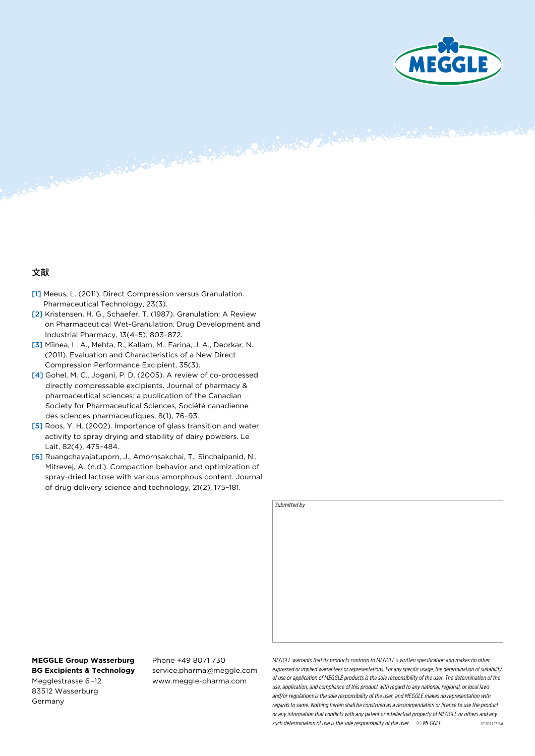## 文献

[1] Meeus, L. (2011). Direct Compression versus Granulation. Pharmaceutical Technology, 23(3).

[2] Kristensen, H. G., Schaefer, T. (1987). Granulation: A Review on Pharmaceutical Wet-Granulation. Drug Development and Industrial Pharmacy, 13(4–5), 803–872.

[3] Mîinea, L. A., Mehta, R., Kallam, M., Farina, J. A., Deorkar, N. (2011). Evaluation and Characteristics of a New Direct Compression Performance Excipient, 35(3).

[4] Gohel, M. C., Jogani, P. D. (2005). A review of co-processed directly compressable excipients. Journal of pharmacy & pharmaceutical sciences: a publication of the Canadian Society for Pharmaceutical Sciences, Société canadienne des sciences pharmaceutiques, 8(1), 76–93.

[5] Roos, Y. H. (2002). Importance of glass transition and water activity to spray drying and stability of dairy powders. Le Lait, 82(4), 475–484.

[6] Ruangchayajatuporn, J., Amornsakchai, T., Sinchaipanid, N., Mitrevej, A. (n.d.). Compaction behavior and optimization of spray-dried lactose with various amorphous content. Journal of drug delivery science and technology, 21(2), 175–181.

*Submitted by*

**MEGGLE Group Wasserburg**
**BG Excipients & Technology**
Megglestrasse 6–12
83512 Wasserburg
Germany

Phone +49 8071 730
service.pharma@meggle.com
www.meggle-pharma.com

*MEGGLE warrants that its products conform to MEGGLE's written specification and makes no other expressed or implied warrantees or representations. For any specific usage, the determination of suitability of use or application of MEGGLE products is the sole responsibility of the user. The determination of the use, application, and compliance of this product with regard to any national, regional, or local laws and/or regulations is the sole responsibility of the user, and MEGGLE makes no representation with regards to same. Nothing herein shall be construed as a recommendation or license to use the product or any information that conflicts with any patent or intellectual property of MEGGLE or others and any such determination of use is the sole responsibility of the user. © MEGGLE*

JP 2021-12 Sai